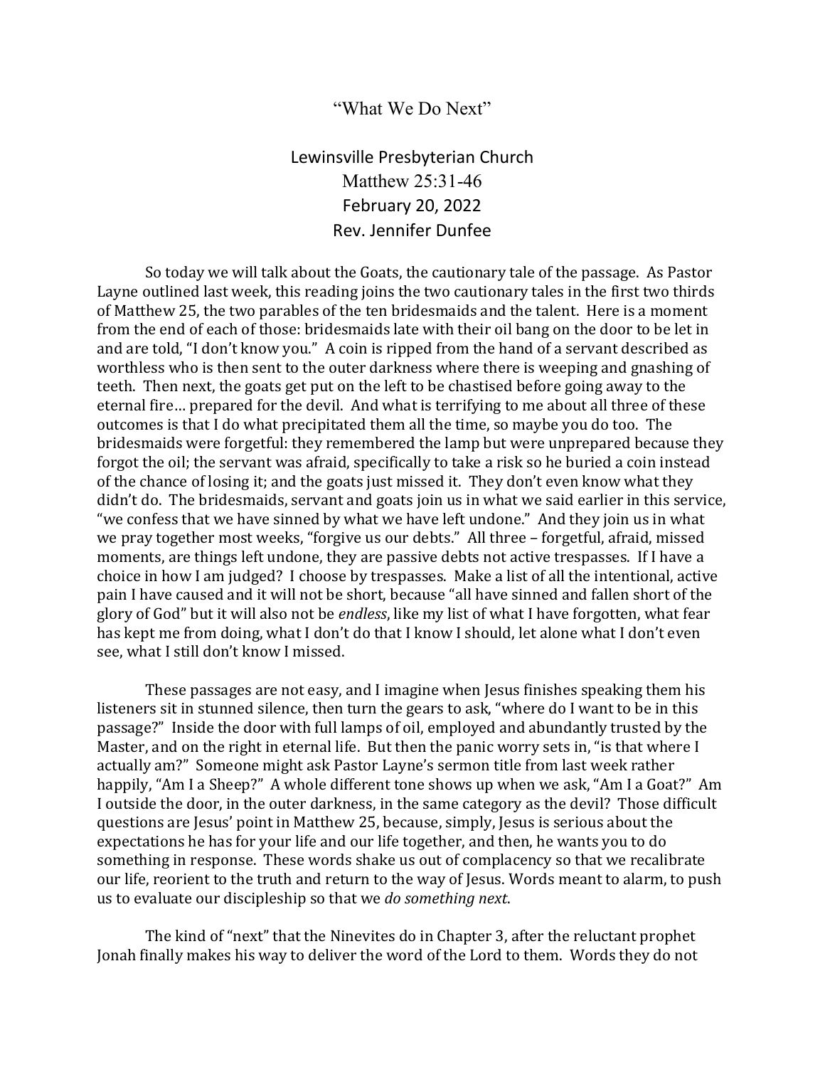# "What We Do Next"

Lewinsville Presbyterian Church
Matthew 25:31-46
February 20, 2022
Rev. Jennifer Dunfee

So today we will talk about the Goats, the cautionary tale of the passage. As Pastor Layne outlined last week, this reading joins the two cautionary tales in the first two thirds of Matthew 25, the two parables of the ten bridesmaids and the talent. Here is a moment from the end of each of those: bridesmaids late with their oil bang on the door to be let in and are told, "I don't know you." A coin is ripped from the hand of a servant described as worthless who is then sent to the outer darkness where there is weeping and gnashing of teeth. Then next, the goats get put on the left to be chastised before going away to the eternal fire… prepared for the devil. And what is terrifying to me about all three of these outcomes is that I do what precipitated them all the time, so maybe you do too. The bridesmaids were forgetful: they remembered the lamp but were unprepared because they forgot the oil; the servant was afraid, specifically to take a risk so he buried a coin instead of the chance of losing it; and the goats just missed it. They don't even know what they didn't do. The bridesmaids, servant and goats join us in what we said earlier in this service, "we confess that we have sinned by what we have left undone." And they join us in what we pray together most weeks, "forgive us our debts." All three – forgetful, afraid, missed moments, are things left undone, they are passive debts not active trespasses. If I have a choice in how I am judged? I choose by trespasses. Make a list of all the intentional, active pain I have caused and it will not be short, because "all have sinned and fallen short of the glory of God" but it will also not be *endless*, like my list of what I have forgotten, what fear has kept me from doing, what I don't do that I know I should, let alone what I don't even see, what I still don't know I missed.

These passages are not easy, and I imagine when Jesus finishes speaking them his listeners sit in stunned silence, then turn the gears to ask, "where do I want to be in this passage?" Inside the door with full lamps of oil, employed and abundantly trusted by the Master, and on the right in eternal life. But then the panic worry sets in, "is that where I actually am?" Someone might ask Pastor Layne's sermon title from last week rather happily, "Am I a Sheep?" A whole different tone shows up when we ask, "Am I a Goat?" Am I outside the door, in the outer darkness, in the same category as the devil? Those difficult questions are Jesus' point in Matthew 25, because, simply, Jesus is serious about the expectations he has for your life and our life together, and then, he wants you to do something in response. These words shake us out of complacency so that we recalibrate our life, reorient to the truth and return to the way of Jesus. Words meant to alarm, to push us to evaluate our discipleship so that we *do something next*.

The kind of "next" that the Ninevites do in Chapter 3, after the reluctant prophet Jonah finally makes his way to deliver the word of the Lord to them. Words they do not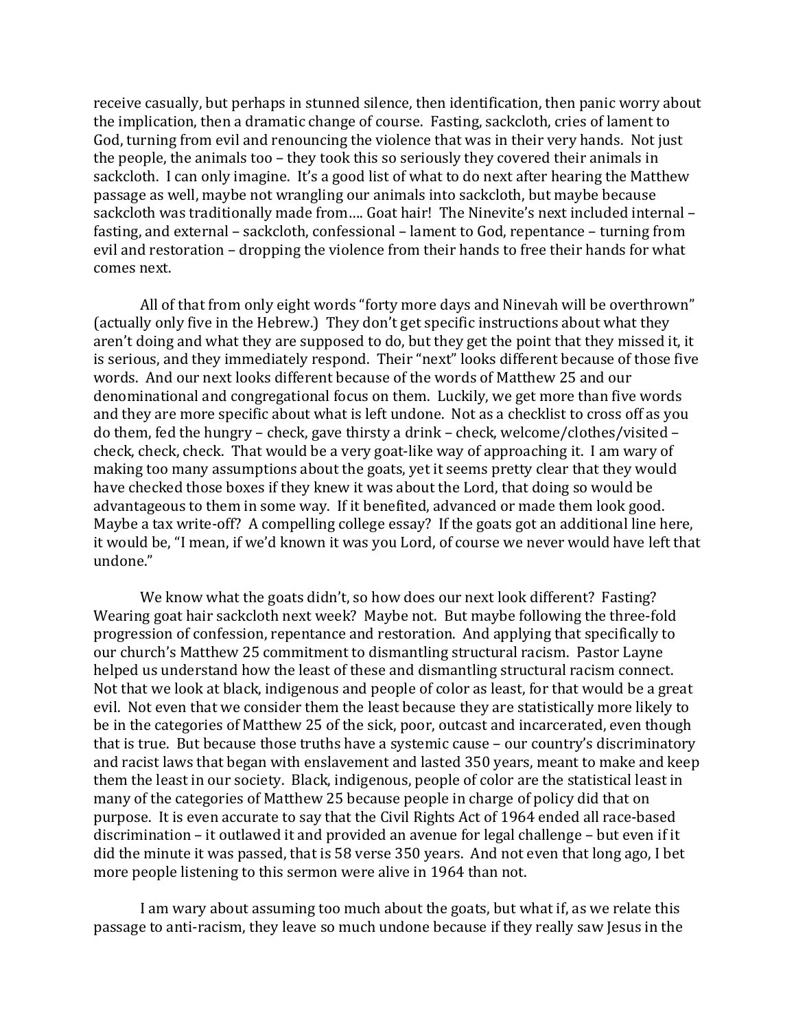receive casually, but perhaps in stunned silence, then identification, then panic worry about the implication, then a dramatic change of course. Fasting, sackcloth, cries of lament to God, turning from evil and renouncing the violence that was in their very hands. Not just the people, the animals too – they took this so seriously they covered their animals in sackcloth. I can only imagine. It's a good list of what to do next after hearing the Matthew passage as well, maybe not wrangling our animals into sackcloth, but maybe because sackcloth was traditionally made from…. Goat hair! The Ninevite's next included internal – fasting, and external – sackcloth, confessional – lament to God, repentance – turning from evil and restoration – dropping the violence from their hands to free their hands for what comes next.

All of that from only eight words "forty more days and Ninevah will be overthrown" (actually only five in the Hebrew.) They don't get specific instructions about what they aren't doing and what they are supposed to do, but they get the point that they missed it, it is serious, and they immediately respond. Their "next" looks different because of those five words. And our next looks different because of the words of Matthew 25 and our denominational and congregational focus on them. Luckily, we get more than five words and they are more specific about what is left undone. Not as a checklist to cross off as you do them, fed the hungry – check, gave thirsty a drink – check, welcome/clothes/visited – check, check, check. That would be a very goat-like way of approaching it. I am wary of making too many assumptions about the goats, yet it seems pretty clear that they would have checked those boxes if they knew it was about the Lord, that doing so would be advantageous to them in some way. If it benefited, advanced or made them look good. Maybe a tax write-off? A compelling college essay? If the goats got an additional line here, it would be, "I mean, if we'd known it was you Lord, of course we never would have left that undone."

We know what the goats didn't, so how does our next look different? Fasting? Wearing goat hair sackcloth next week? Maybe not. But maybe following the three-fold progression of confession, repentance and restoration. And applying that specifically to our church's Matthew 25 commitment to dismantling structural racism. Pastor Layne helped us understand how the least of these and dismantling structural racism connect. Not that we look at black, indigenous and people of color as least, for that would be a great evil. Not even that we consider them the least because they are statistically more likely to be in the categories of Matthew 25 of the sick, poor, outcast and incarcerated, even though that is true. But because those truths have a systemic cause – our country's discriminatory and racist laws that began with enslavement and lasted 350 years, meant to make and keep them the least in our society. Black, indigenous, people of color are the statistical least in many of the categories of Matthew 25 because people in charge of policy did that on purpose. It is even accurate to say that the Civil Rights Act of 1964 ended all race-based discrimination – it outlawed it and provided an avenue for legal challenge – but even if it did the minute it was passed, that is 58 verse 350 years. And not even that long ago, I bet more people listening to this sermon were alive in 1964 than not.

I am wary about assuming too much about the goats, but what if, as we relate this passage to anti-racism, they leave so much undone because if they really saw Jesus in the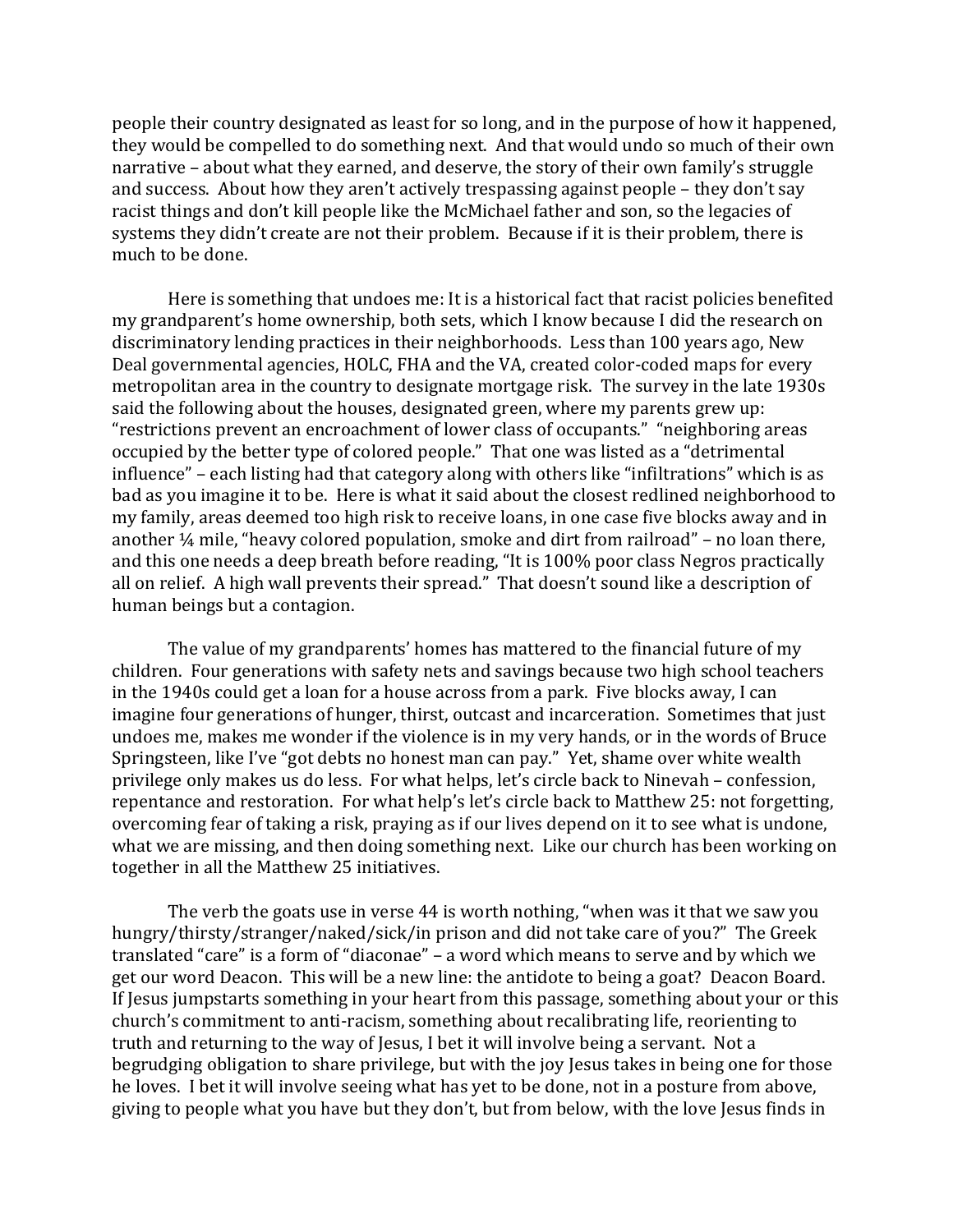people their country designated as least for so long, and in the purpose of how it happened, they would be compelled to do something next. And that would undo so much of their own narrative – about what they earned, and deserve, the story of their own family's struggle and success. About how they aren't actively trespassing against people – they don't say racist things and don't kill people like the McMichael father and son, so the legacies of systems they didn't create are not their problem. Because if it is their problem, there is much to be done.

Here is something that undoes me: It is a historical fact that racist policies benefited my grandparent's home ownership, both sets, which I know because I did the research on discriminatory lending practices in their neighborhoods. Less than 100 years ago, New Deal governmental agencies, HOLC, FHA and the VA, created color-coded maps for every metropolitan area in the country to designate mortgage risk. The survey in the late 1930s said the following about the houses, designated green, where my parents grew up: "restrictions prevent an encroachment of lower class of occupants." "neighboring areas occupied by the better type of colored people." That one was listed as a "detrimental influence" – each listing had that category along with others like "infiltrations" which is as bad as you imagine it to be. Here is what it said about the closest redlined neighborhood to my family, areas deemed too high risk to receive loans, in one case five blocks away and in another ¼ mile, "heavy colored population, smoke and dirt from railroad" – no loan there, and this one needs a deep breath before reading, "It is 100% poor class Negros practically all on relief. A high wall prevents their spread." That doesn't sound like a description of human beings but a contagion.

The value of my grandparents' homes has mattered to the financial future of my children. Four generations with safety nets and savings because two high school teachers in the 1940s could get a loan for a house across from a park. Five blocks away, I can imagine four generations of hunger, thirst, outcast and incarceration. Sometimes that just undoes me, makes me wonder if the violence is in my very hands, or in the words of Bruce Springsteen, like I've "got debts no honest man can pay." Yet, shame over white wealth privilege only makes us do less. For what helps, let's circle back to Ninevah – confession, repentance and restoration. For what help's let's circle back to Matthew 25: not forgetting, overcoming fear of taking a risk, praying as if our lives depend on it to see what is undone, what we are missing, and then doing something next. Like our church has been working on together in all the Matthew 25 initiatives.

The verb the goats use in verse 44 is worth nothing, "when was it that we saw you hungry/thirsty/stranger/naked/sick/in prison and did not take care of you?" The Greek translated "care" is a form of "diaconae" – a word which means to serve and by which we get our word Deacon. This will be a new line: the antidote to being a goat? Deacon Board. If Jesus jumpstarts something in your heart from this passage, something about your or this church's commitment to anti-racism, something about recalibrating life, reorienting to truth and returning to the way of Jesus, I bet it will involve being a servant. Not a begrudging obligation to share privilege, but with the joy Jesus takes in being one for those he loves. I bet it will involve seeing what has yet to be done, not in a posture from above, giving to people what you have but they don't, but from below, with the love Jesus finds in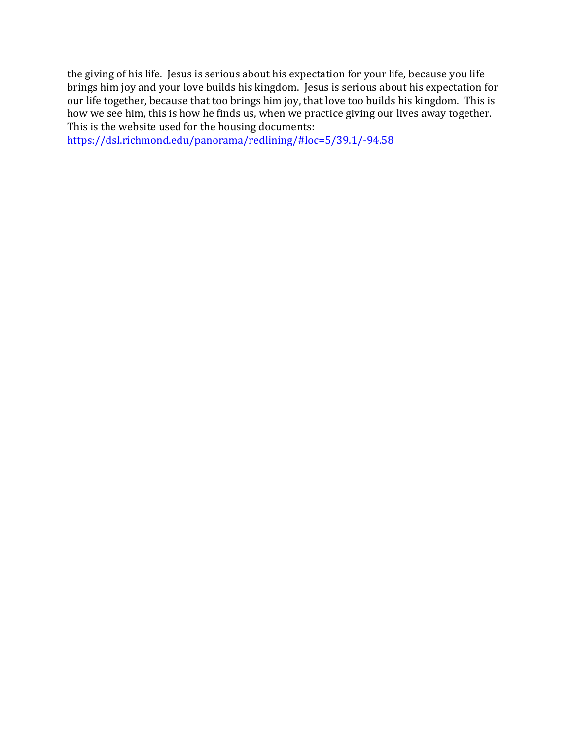the giving of his life. Jesus is serious about his expectation for your life, because you life brings him joy and your love builds his kingdom. Jesus is serious about his expectation for our life together, because that too brings him joy, that love too builds his kingdom. This is how we see him, this is how he finds us, when we practice giving our lives away together. This is the website used for the housing documents:
[https://dsl.richmond.edu/panorama/redlining/#loc=5/39.1/-94.58](https://dsl.richmond.edu/panorama/redlining/#loc=5/39.1/-94.58)